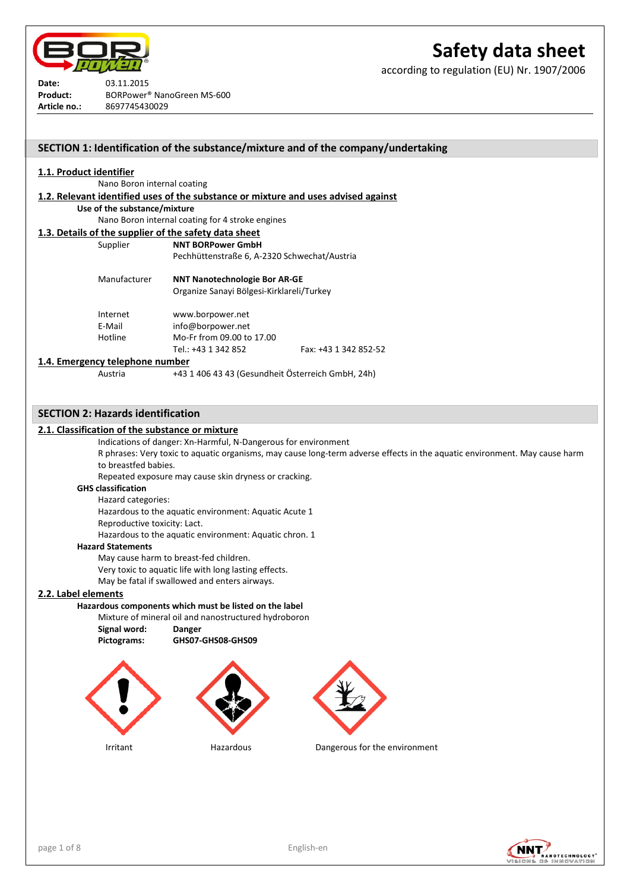# Safety data sheet

according to regulation (EU) Nr. 1907/2006

**Date:** 03.11.2015
**Product:** BORPower® NanoGreen MS-600
**Article no.:** 8697745430029

## SECTION 1: Identification of the substance/mixture and of the company/undertaking

### 1.1. Product identifier

Nano Boron internal coating

### 1.2. Relevant identified uses of the substance or mixture and uses advised against

**Use of the substance/mixture**

Nano Boron internal coating for 4 stroke engines

### 1.3. Details of the supplier of the safety data sheet

Supplier: **NNT BORPower GmbH**
Pechhüttenstraße 6, A-2320 Schwechat/Austria

Manufacturer: **NNT Nanotechnologie Bor AR-GE**
Organize Sanayi Bölgesi-Kirklareli/Turkey

Internet: www.borpower.net
E-Mail: info@borpower.net
Hotline: Mo-Fr from 09.00 to 17.00
Tel.: +43 1 342 852 Fax: +43 1 342 852-52

### 1.4. Emergency telephone number

Austria: +43 1 406 43 43 (Gesundheit Österreich GmbH, 24h)

## SECTION 2: Hazards identification

### 2.1. Classification of the substance or mixture

Indications of danger: Xn-Harmful, N-Dangerous for environment

R phrases: Very toxic to aquatic organisms, may cause long-term adverse effects in the aquatic environment. May cause harm to breastfed babies.

Repeated exposure may cause skin dryness or cracking.

**GHS classification**

Hazard categories:

Hazardous to the aquatic environment: Aquatic Acute 1

Reproductive toxicity: Lact.

Hazardous to the aquatic environment: Aquatic chron. 1

**Hazard Statements**

May cause harm to breast-fed children.

Very toxic to aquatic life with long lasting effects.

May be fatal if swallowed and enters airways.

### 2.2. Label elements

**Hazardous components which must be listed on the label**

Mixture of mineral oil and nanostructured hydroboron

**Signal word:** **Danger**
**Pictograms:** **GHS07-GHS08-GHS09**

Irritant

Hazardous

Dangerous for the environment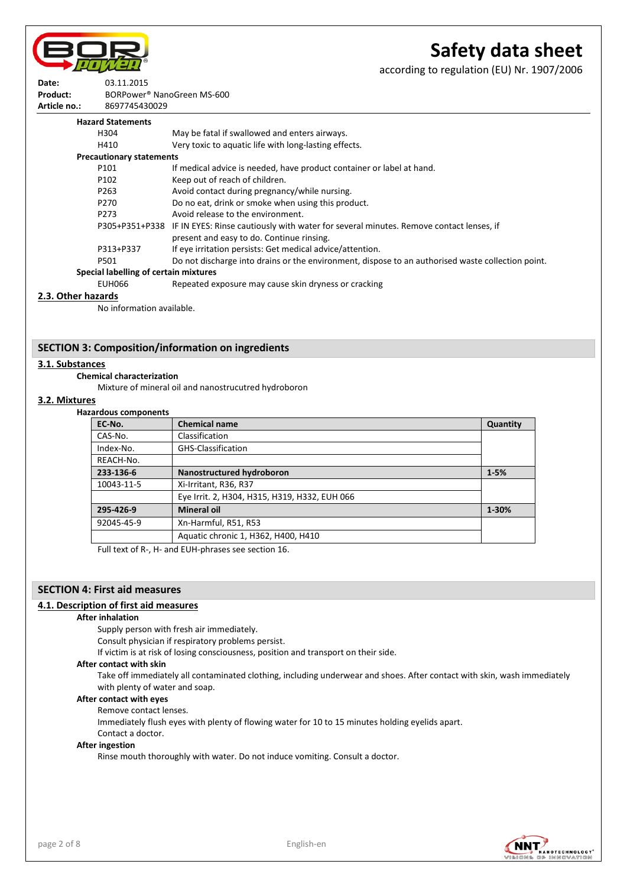**Date:** 03.11.2015
**Product:** BORPower® NanoGreen MS-600
**Article no.:** 8697745430029

**Hazard Statements**

| | |
|---|---|
| H304 | May be fatal if swallowed and enters airways. |
| H410 | Very toxic to aquatic life with long-lasting effects. |

**Precautionary statements**

| | |
|---|---|
| P101 | If medical advice is needed, have product container or label at hand. |
| P102 | Keep out of reach of children. |
| P263 | Avoid contact during pregnancy/while nursing. |
| P270 | Do no eat, drink or smoke when using this product. |
| P273 | Avoid release to the environment. |
| P305+P351+P338 | IF IN EYES: Rinse cautiously with water for several minutes. Remove contact lenses, if present and easy to do. Continue rinsing. |
| P313+P337 | If eye irritation persists: Get medical advice/attention. |
| P501 | Do not discharge into drains or the environment, dispose to an authorised waste collection point. |

**Special labelling of certain mixtures**

| | |
|---|---|
| EUH066 | Repeated exposure may cause skin dryness or cracking |

### 2.3. Other hazards

No information available.

## SECTION 3: Composition/information on ingredients

### 3.1. Substances

**Chemical characterization**

Mixture of mineral oil and nanostrucutred hydroboron

### 3.2. Mixtures

**Hazardous components**

| EC-No. | Chemical name | Quantity |
|---|---|---|
| CAS-No. | Classification | |
| Index-No. | GHS-Classification | |
| REACH-No. | | |
| **233-136-6** | **Nanostructured hydroboron** | **1-5%** |
| 10043-11-5 | Xi-Irritant, R36, R37 | |
| | Eye Irrit. 2, H304, H315, H319, H332, EUH 066 | |
| **295-426-9** | **Mineral oil** | **1-30%** |
| 92045-45-9 | Xn-Harmful, R51, R53 | |
| | Aquatic chronic 1, H362, H400, H410 | |

Full text of R-, H- and EUH-phrases see section 16.

## SECTION 4: First aid measures

### 4.1. Description of first aid measures

**After inhalation**

Supply person with fresh air immediately.
Consult physician if respiratory problems persist.
If victim is at risk of losing consciousness, position and transport on their side.

**After contact with skin**

Take off immediately all contaminated clothing, including underwear and shoes. After contact with skin, wash immediately with plenty of water and soap.

**After contact with eyes**

Remove contact lenses.
Immediately flush eyes with plenty of flowing water for 10 to 15 minutes holding eyelids apart.
Contact a doctor.

**After ingestion**

Rinse mouth thoroughly with water. Do not induce vomiting. Consult a doctor.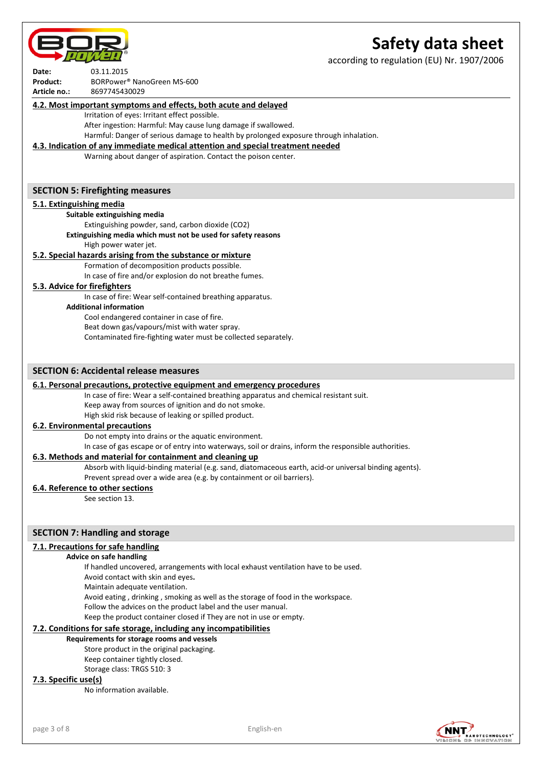**Date:** 03.11.2015
**Product:** BORPower® NanoGreen MS-600
**Article no.:** 8697745430029

### 4.2. Most important symptoms and effects, both acute and delayed

Irritation of eyes: Irritant effect possible.
After ingestion: Harmful: May cause lung damage if swallowed.
Harmful: Danger of serious damage to health by prolonged exposure through inhalation.

### 4.3. Indication of any immediate medical attention and special treatment needed

Warning about danger of aspiration. Contact the poison center.

## SECTION 5: Firefighting measures

### 5.1. Extinguishing media

**Suitable extinguishing media**

Extinguishing powder, sand, carbon dioxide ($CO_2$)

**Extinguishing media which must not be used for safety reasons**

High power water jet.

### 5.2. Special hazards arising from the substance or mixture

Formation of decomposition products possible.
In case of fire and/or explosion do not breathe fumes.

### 5.3. Advice for firefighters

In case of fire: Wear self-contained breathing apparatus.

**Additional information**

Cool endangered container in case of fire.
Beat down gas/vapours/mist with water spray.
Contaminated fire-fighting water must be collected separately.

## SECTION 6: Accidental release measures

### 6.1. Personal precautions, protective equipment and emergency procedures

In case of fire: Wear a self-contained breathing apparatus and chemical resistant suit.
Keep away from sources of ignition and do not smoke.
High skid risk because of leaking or spilled product.

### 6.2. Environmental precautions

Do not empty into drains or the aquatic environment.
In case of gas escape or of entry into waterways, soil or drains, inform the responsible authorities.

### 6.3. Methods and material for containment and cleaning up

Absorb with liquid-binding material (e.g. sand, diatomaceous earth, acid-or universal binding agents).
Prevent spread over a wide area (e.g. by containment or oil barriers).

### 6.4. Reference to other sections

See section 13.

## SECTION 7: Handling and storage

### 7.1. Precautions for safe handling

**Advice on safe handling**

If handled uncovered, arrangements with local exhaust ventilation have to be used.
Avoid contact with skin and eyes.
Maintain adequate ventilation.
Avoid eating , drinking , smoking as well as the storage of food in the workspace.
Follow the advices on the product label and the user manual.
Keep the product container closed if They are not in use or empty.

### 7.2. Conditions for safe storage, including any incompatibilities

**Requirements for storage rooms and vessels**

Store product in the original packaging.
Keep container tightly closed.
Storage class: TRGS 510: 3

### 7.3. Specific use(s)

No information available.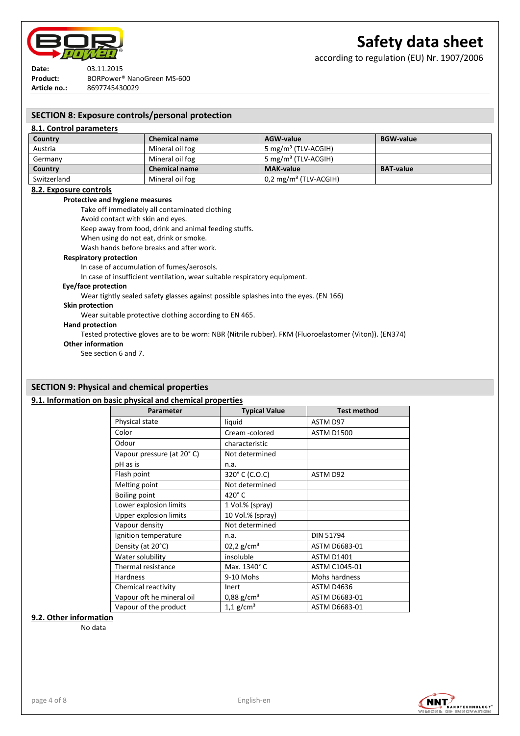**Date:** 03.11.2015
**Product:** BORPower® NanoGreen MS-600
**Article no.:** 8697745430029

## SECTION 8: Exposure controls/personal protection

### 8.1. Control parameters

| Country | Chemical name | AGW-value | BGW-value |
|---|---|---|---|
| Austria | Mineral oil fog | 5 mg/m³ (TLV-ACGIH) | |
| Germany | Mineral oil fog | 5 mg/m³ (TLV-ACGIH) | |
| **Country** | **Chemical name** | **MAK-value** | **BAT-value** |
| Switzerland | Mineral oil fog | 0,2 mg/m³ (TLV-ACGIH) | |

### 8.2. Exposure controls

**Protective and hygiene measures**

Take off immediately all contaminated clothing
Avoid contact with skin and eyes.
Keep away from food, drink and animal feeding stuffs.
When using do not eat, drink or smoke.
Wash hands before breaks and after work.

**Respiratory protection**

In case of accumulation of fumes/aerosols.
In case of insufficient ventilation, wear suitable respiratory equipment.

**Eye/face protection**

Wear tightly sealed safety glasses against possible splashes into the eyes. (EN 166)

**Skin protection**

Wear suitable protective clothing according to EN 465.

**Hand protection**

Tested protective gloves are to be worn: NBR (Nitrile rubber). FKM (Fluoroelastomer (Viton)). (EN374)

**Other information**

See section 6 and 7.

## SECTION 9: Physical and chemical properties

### 9.1. Information on basic physical and chemical properties

| Parameter | Typical Value | Test method |
|---|---|---|
| Physical state | liquid | ASTM D97 |
| Color | Cream -colored | ASTM D1500 |
| Odour | characteristic | |
| Vapour pressure (at 20° C) | Not determined | |
| pH as is | n.a. | |
| Flash point | 320° C (C.O.C) | ASTM D92 |
| Melting point | Not determined | |
| Boiling point | 420° C | |
| Lower explosion limits | 1 Vol.% (spray) | |
| Upper explosion limits | 10 Vol.% (spray) | |
| Vapour density | Not determined | |
| Ignition temperature | n.a. | DIN 51794 |
| Density (at 20°C) | 02,2 g/cm³ | ASTM D6683-01 |
| Water solubility | insoluble | ASTM D1401 |
| Thermal resistance | Max. 1340° C | ASTM C1045-01 |
| Hardness | 9-10 Mohs | Mohs hardness |
| Chemical reactivity | Inert | ASTM D4636 |
| Vapour oft he mineral oil | 0,88 g/cm³ | ASTM D6683-01 |
| Vapour of the product | 1,1 g/cm³ | ASTM D6683-01 |

### 9.2. Other information

No data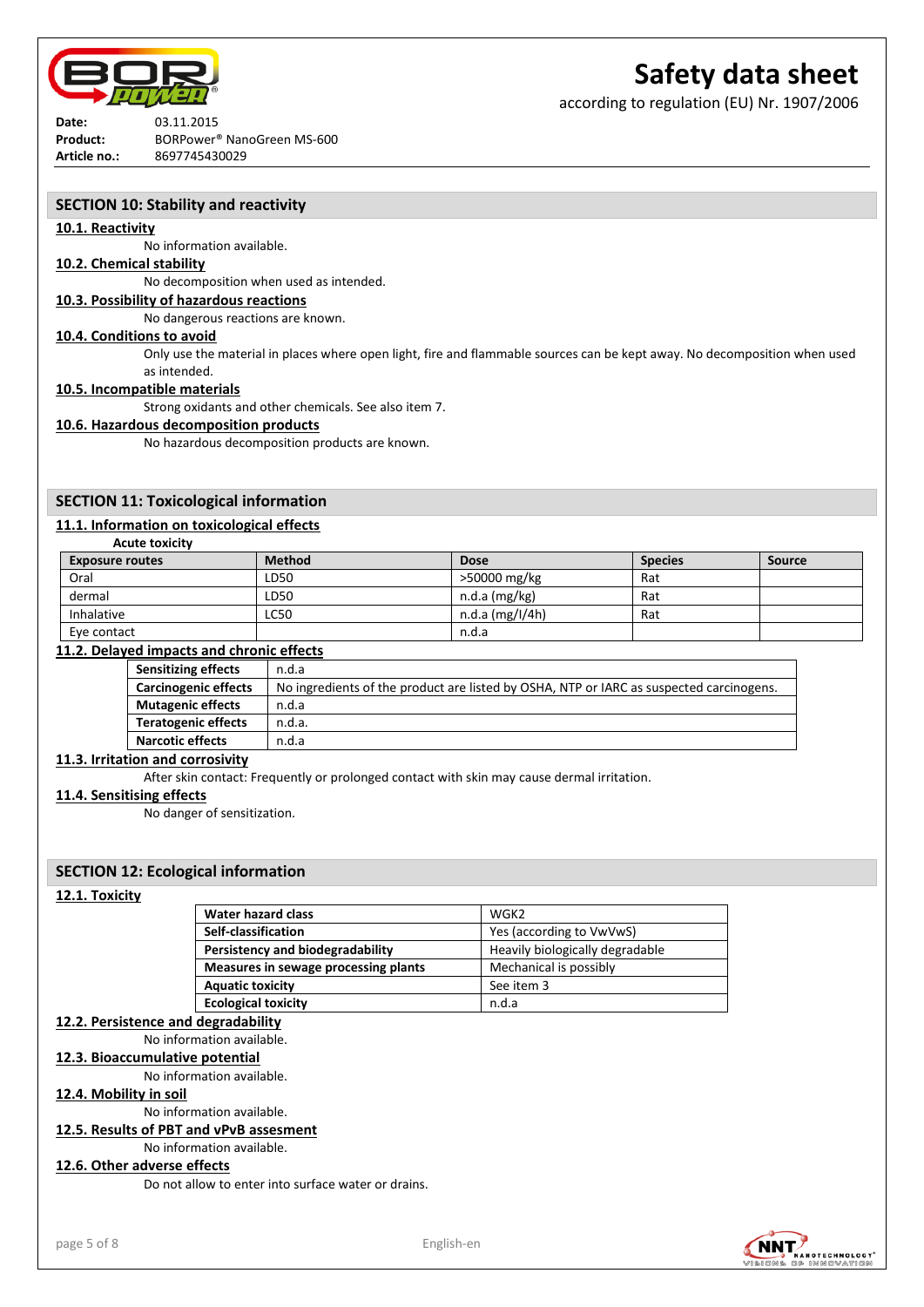**Date:** 03.11.2015
**Product:** BORPower® NanoGreen MS-600
**Article no.:** 8697745430029

# Safety data sheet

according to regulation (EU) Nr. 1907/2006

## SECTION 10: Stability and reactivity

### 10.1. Reactivity

No information available.

### 10.2. Chemical stability

No decomposition when used as intended.

### 10.3. Possibility of hazardous reactions

No dangerous reactions are known.

### 10.4. Conditions to avoid

Only use the material in places where open light, fire and flammable sources can be kept away. No decomposition when used as intended.

### 10.5. Incompatible materials

Strong oxidants and other chemicals. See also item 7.

### 10.6. Hazardous decomposition products

No hazardous decomposition products are known.

## SECTION 11: Toxicological information

### 11.1. Information on toxicological effects

**Acute toxicity**

| Exposure routes | Method | Dose | Species | Source |
|---|---|---|---|---|
| Oral | LD50 | >50000 mg/kg | Rat | |
| dermal | LD50 | n.d.a (mg/kg) | Rat | |
| Inhalative | LC50 | n.d.a (mg/l/4h) | Rat | |
| Eye contact | | n.d.a | | |

### 11.2. Delayed impacts and chronic effects

| | |
|---|---|
| **Sensitizing effects** | n.d.a |
| **Carcinogenic effects** | No ingredients of the product are listed by OSHA, NTP or IARC as suspected carcinogens. |
| **Mutagenic effects** | n.d.a |
| **Teratogenic effects** | n.d.a. |
| **Narcotic effects** | n.d.a |

### 11.3. Irritation and corrosivity

After skin contact: Frequently or prolonged contact with skin may cause dermal irritation.

### 11.4. Sensitising effects

No danger of sensitization.

## SECTION 12: Ecological information

### 12.1. Toxicity

| | |
|---|---|
| **Water hazard class** | WGK2 |
| **Self-classification** | Yes (according to VwVwS) |
| **Persistency and biodegradability** | Heavily biologically degradable |
| **Measures in sewage processing plants** | Mechanical is possibly |
| **Aquatic toxicity** | See item 3 |
| **Ecological toxicity** | n.d.a |

### 12.2. Persistence and degradability

No information available.

### 12.3. Bioaccumulative potential

No information available.

### 12.4. Mobility in soil

No information available.

### 12.5. Results of PBT and vPvB assesment

No information available.

### 12.6. Other adverse effects

Do not allow to enter into surface water or drains.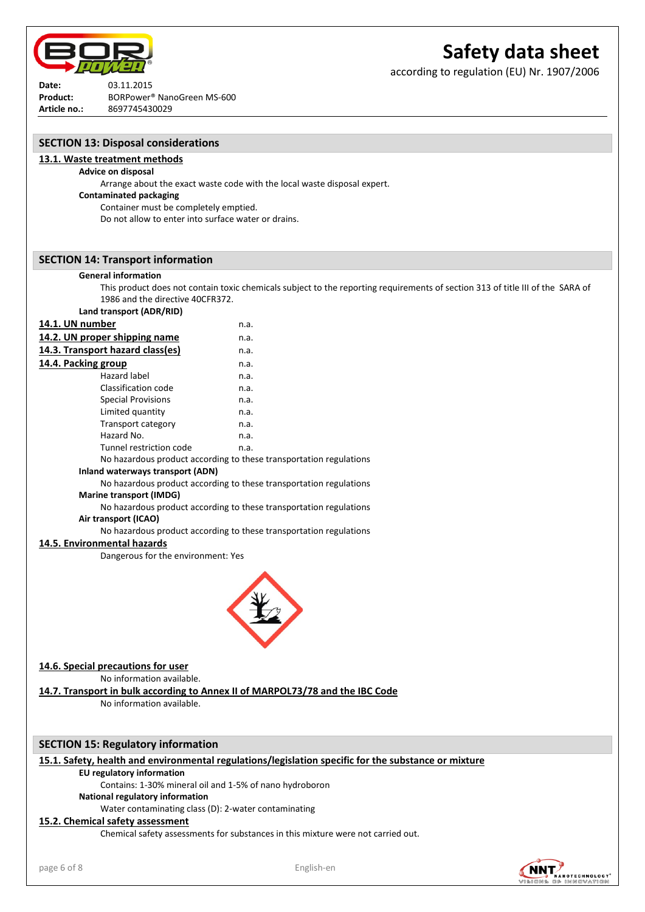Date: 03.11.2015
Product: BORPower® NanoGreen MS-600
Article no.: 8697745430029

## SECTION 13: Disposal considerations

### 13.1. Waste treatment methods

**Advice on disposal**

Arrange about the exact waste code with the local waste disposal expert.

**Contaminated packaging**

Container must be completely emptied.
Do not allow to enter into surface water or drains.

## SECTION 14: Transport information

**General information**

This product does not contain toxic chemicals subject to the reporting requirements of section 313 of title III of the SARA of 1986 and the directive 40CFR372.

**Land transport (ADR/RID)**

| | |
|---|---|
| **14.1. UN number** | n.a. |
| **14.2. UN proper shipping name** | n.a. |
| **14.3. Transport hazard class(es)** | n.a. |
| **14.4. Packing group** | n.a. |
| Hazard label | n.a. |
| Classification code | n.a. |
| Special Provisions | n.a. |
| Limited quantity | n.a. |
| Transport category | n.a. |
| Hazard No. | n.a. |
| Tunnel restriction code | n.a. |

No hazardous product according to these transportation regulations

**Inland waterways transport (ADN)**

No hazardous product according to these transportation regulations

**Marine transport (IMDG)**

No hazardous product according to these transportation regulations

**Air transport (ICAO)**

No hazardous product according to these transportation regulations

### 14.5. Environmental hazards

Dangerous for the environment: Yes

### 14.6. Special precautions for user

No information available.

### 14.7. Transport in bulk according to Annex II of MARPOL73/78 and the IBC Code

No information available.

## SECTION 15: Regulatory information

### 15.1. Safety, health and environmental regulations/legislation specific for the substance or mixture

**EU regulatory information**

Contains: 1-30% mineral oil and 1-5% of nano hydroboron

**National regulatory information**

Water contaminating class (D): 2-water contaminating

### 15.2. Chemical safety assessment

Chemical safety assessments for substances in this mixture were not carried out.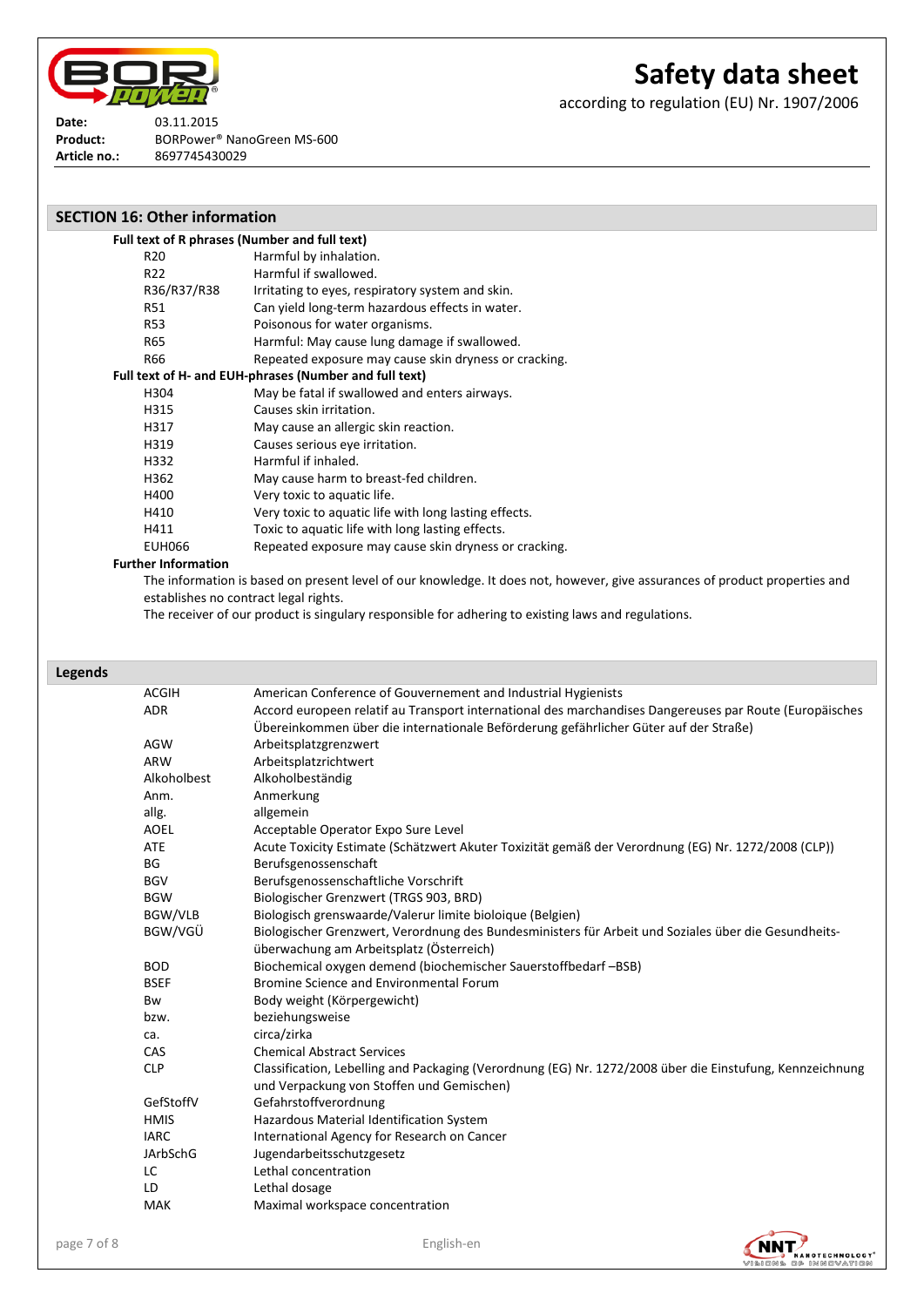## SECTION 16: Other information

**Full text of R phrases (Number and full text)**

| | |
|---|---|
| R20 | Harmful by inhalation. |
| R22 | Harmful if swallowed. |
| R36/R37/R38 | Irritating to eyes, respiratory system and skin. |
| R51 | Can yield long-term hazardous effects in water. |
| R53 | Poisonous for water organisms. |
| R65 | Harmful: May cause lung damage if swallowed. |
| R66 | Repeated exposure may cause skin dryness or cracking. |

**Full text of H- and EUH-phrases (Number and full text)**

| | |
|---|---|
| H304 | May be fatal if swallowed and enters airways. |
| H315 | Causes skin irritation. |
| H317 | May cause an allergic skin reaction. |
| H319 | Causes serious eye irritation. |
| H332 | Harmful if inhaled. |
| H362 | May cause harm to breast-fed children. |
| H400 | Very toxic to aquatic life. |
| H410 | Very toxic to aquatic life with long lasting effects. |
| H411 | Toxic to aquatic life with long lasting effects. |
| EUH066 | Repeated exposure may cause skin dryness or cracking. |

**Further Information**

The information is based on present level of our knowledge. It does not, however, give assurances of product properties and establishes no contract legal rights.

The receiver of our product is singulary responsible for adhering to existing laws and regulations.

## Legends

| | |
|---|---|
| ACGIH | American Conference of Gouvernement and Industrial Hygienists |
| ADR | Accord europeen relatif au Transport international des marchandises Dangereuses par Route (Europäisches Übereinkommen über die internationale Beförderung gefährlicher Güter auf der Straße) |
| AGW | Arbeitsplatzgrenzwert |
| ARW | Arbeitsplatzrichtwert |
| Alkoholbest | Alkoholbeständig |
| Anm. | Anmerkung |
| allg. | allgemein |
| AOEL | Acceptable Operator Expo Sure Level |
| ATE | Acute Toxicity Estimate (Schätzwert Akuter Toxizität gemäß der Verordnung (EG) Nr. 1272/2008 (CLP)) |
| BG | Berufsgenossenschaft |
| BGV | Berufsgenossenschaftliche Vorschrift |
| BGW | Biologischer Grenzwert (TRGS 903, BRD) |
| BGW/VLB | Biologisch grenswaarde/Valerur limite bioloique (Belgien) |
| BGW/VGÜ | Biologischer Grenzwert, Verordnung des Bundesministers für Arbeit und Soziales über die Gesundheits-überwachung am Arbeitsplatz (Österreich) |
| BOD | Biochemical oxygen demend (biochemischer Sauerstoffbedarf –BSB) |
| BSEF | Bromine Science and Environmental Forum |
| Bw | Body weight (Körpergewicht) |
| bzw. | beziehungsweise |
| ca. | circa/zirka |
| CAS | Chemical Abstract Services |
| CLP | Classification, Lebelling and Packaging (Verordnung (EG) Nr. 1272/2008 über die Einstufung, Kennzeichnung und Verpackung von Stoffen und Gemischen) |
| GefStoffV | Gefahrstoffverordnung |
| HMIS | Hazardous Material Identification System |
| IARC | International Agency for Research on Cancer |
| JArbSchG | Jugendarbeitsschutzgesetz |
| LC | Lethal concentration |
| LD | Lethal dosage |
| MAK | Maximal workspace concentration |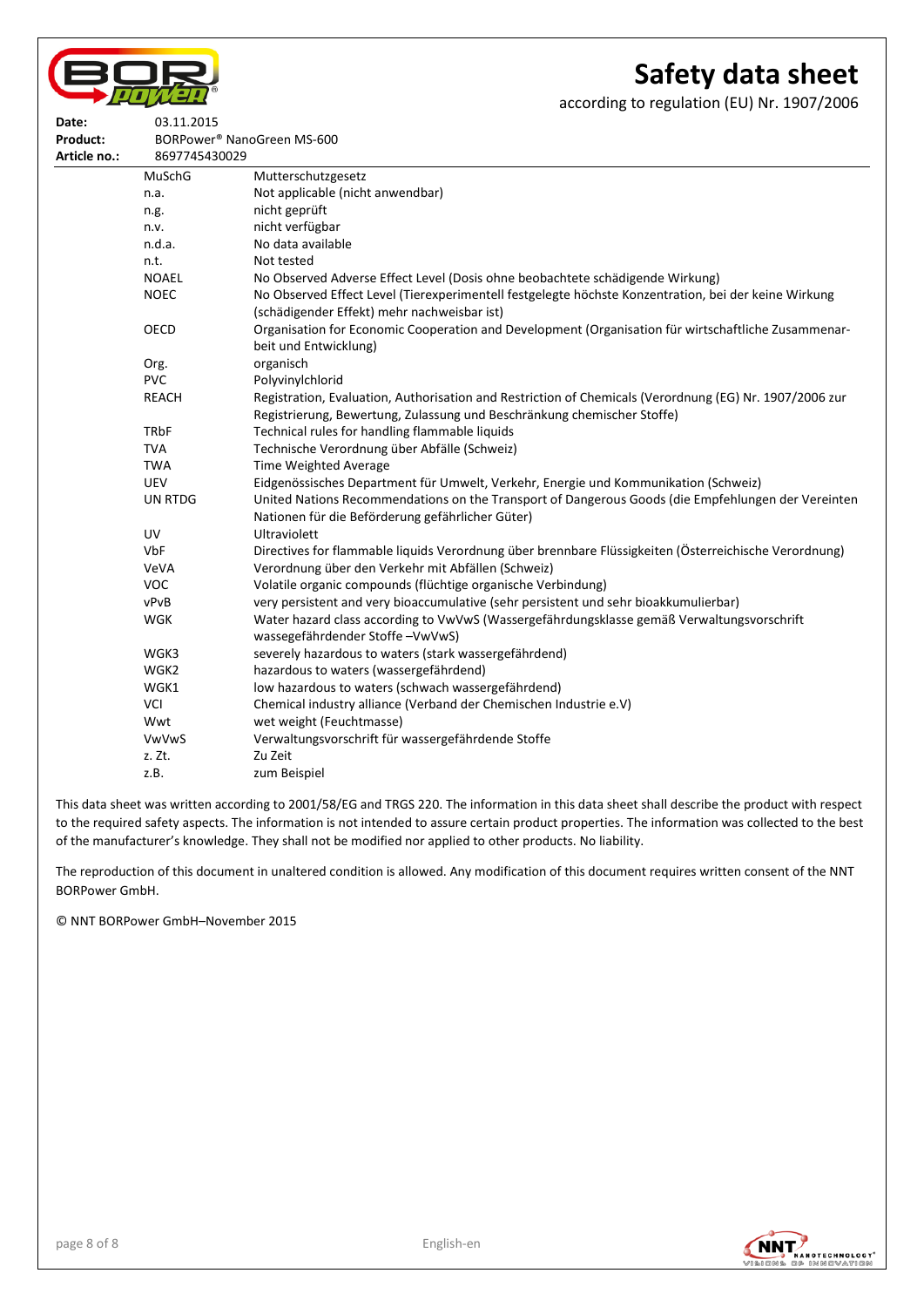| | |
|---|---|
| MuSchG | Mutterschutzgesetz |
| n.a. | Not applicable (nicht anwendbar) |
| n.g. | nicht geprüft |
| n.v. | nicht verfügbar |
| n.d.a. | No data available |
| n.t. | Not tested |
| NOAEL | No Observed Adverse Effect Level (Dosis ohne beobachtete schädigende Wirkung) |
| NOEC | No Observed Effect Level (Tierexperimentell festgelegte höchste Konzentration, bei der keine Wirkung (schädigender Effekt) mehr nachweisbar ist) |
| OECD | Organisation for Economic Cooperation and Development (Organisation für wirtschaftliche Zusammenarbeit und Entwicklung) |
| Org. | organisch |
| PVC | Polyvinylchlorid |
| REACH | Registration, Evaluation, Authorisation and Restriction of Chemicals (Verordnung (EG) Nr. 1907/2006 zur Registrierung, Bewertung, Zulassung und Beschränkung chemischer Stoffe) |
| TRbF | Technical rules for handling flammable liquids |
| TVA | Technische Verordnung über Abfälle (Schweiz) |
| TWA | Time Weighted Average |
| UEV | Eidgenössisches Department für Umwelt, Verkehr, Energie und Kommunikation (Schweiz) |
| UN RTDG | United Nations Recommendations on the Transport of Dangerous Goods (die Empfehlungen der Vereinten Nationen für die Beförderung gefährlicher Güter) |
| UV | Ultraviolett |
| VbF | Directives for flammable liquids Verordnung über brennbare Flüssigkeiten (Österreichische Verordnung) |
| VeVA | Verordnung über den Verkehr mit Abfällen (Schweiz) |
| VOC | Volatile organic compounds (flüchtige organische Verbindung) |
| vPvB | very persistent and very bioaccumulative (sehr persistent und sehr bioakkumulierbar) |
| WGK | Water hazard class according to VwVwS (Wassergefährdungsklasse gemäß Verwaltungsvorschrift wassergefährdender Stoffe –VwVwS) |
| WGK3 | severely hazardous to waters (stark wassergefährdend) |
| WGK2 | hazardous to waters (wassergefährdend) |
| WGK1 | low hazardous to waters (schwach wassergefährdend) |
| VCI | Chemical industry alliance (Verband der Chemischen Industrie e.V) |
| Wwt | wet weight (Feuchtmasse) |
| VwVwS | Verwaltungsvorschrift für wassergefährdende Stoffe |
| z. Zt. | Zu Zeit |
| z.B. | zum Beispiel |

This data sheet was written according to 2001/58/EG and TRGS 220. The information in this data sheet shall describe the product with respect to the required safety aspects. The information is not intended to assure certain product properties. The information was collected to the best of the manufacturer's knowledge. They shall not be modified nor applied to other products. No liability.

The reproduction of this document in unaltered condition is allowed. Any modification of this document requires written consent of the NNT BORPower GmbH.

© NNT BORPower GmbH–November 2015